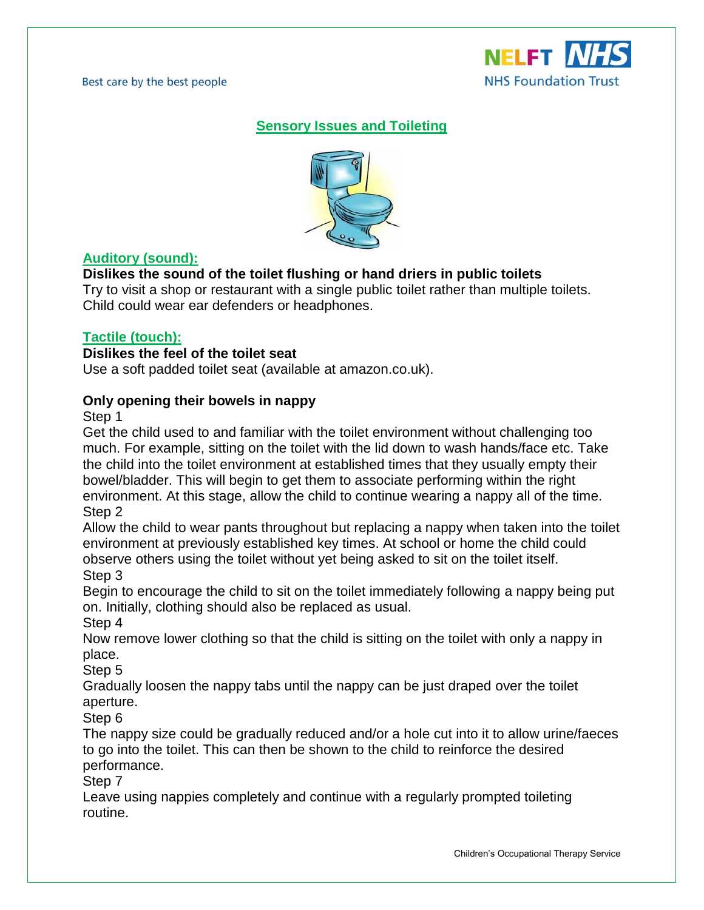# Sensory Issues and Toileting

## Auditory (sound):

**Dislikes the sound of the toilet flushing or hand driers in public toilets**

Try to visit a shop or restaurant with a single public toilet rather than multiple toilets. Child could wear ear defenders or headphones.

## Tactile (touch):

**Dislikes the feel of the toilet seat**

Use a soft padded toilet seat (available at amazon.co.uk).

**Only opening their bowels in nappy**

Step 1

Get the child used to and familiar with the toilet environment without challenging too much. For example, sitting on the toilet with the lid down to wash hands/face etc. Take the child into the toilet environment at established times that they usually empty their bowel/bladder. This will begin to get them to associate performing within the right environment. At this stage, allow the child to continue wearing a nappy all of the time.

Step 2

Allow the child to wear pants throughout but replacing a nappy when taken into the toilet environment at previously established key times. At school or home the child could observe others using the toilet without yet being asked to sit on the toilet itself.

Step 3

Begin to encourage the child to sit on the toilet immediately following a nappy being put on. Initially, clothing should also be replaced as usual.

Step 4

Now remove lower clothing so that the child is sitting on the toilet with only a nappy in place.

Step 5

Gradually loosen the nappy tabs until the nappy can be just draped over the toilet aperture.

Step 6

The nappy size could be gradually reduced and/or a hole cut into it to allow urine/faeces to go into the toilet. This can then be shown to the child to reinforce the desired performance.

Step 7

Leave using nappies completely and continue with a regularly prompted toileting routine.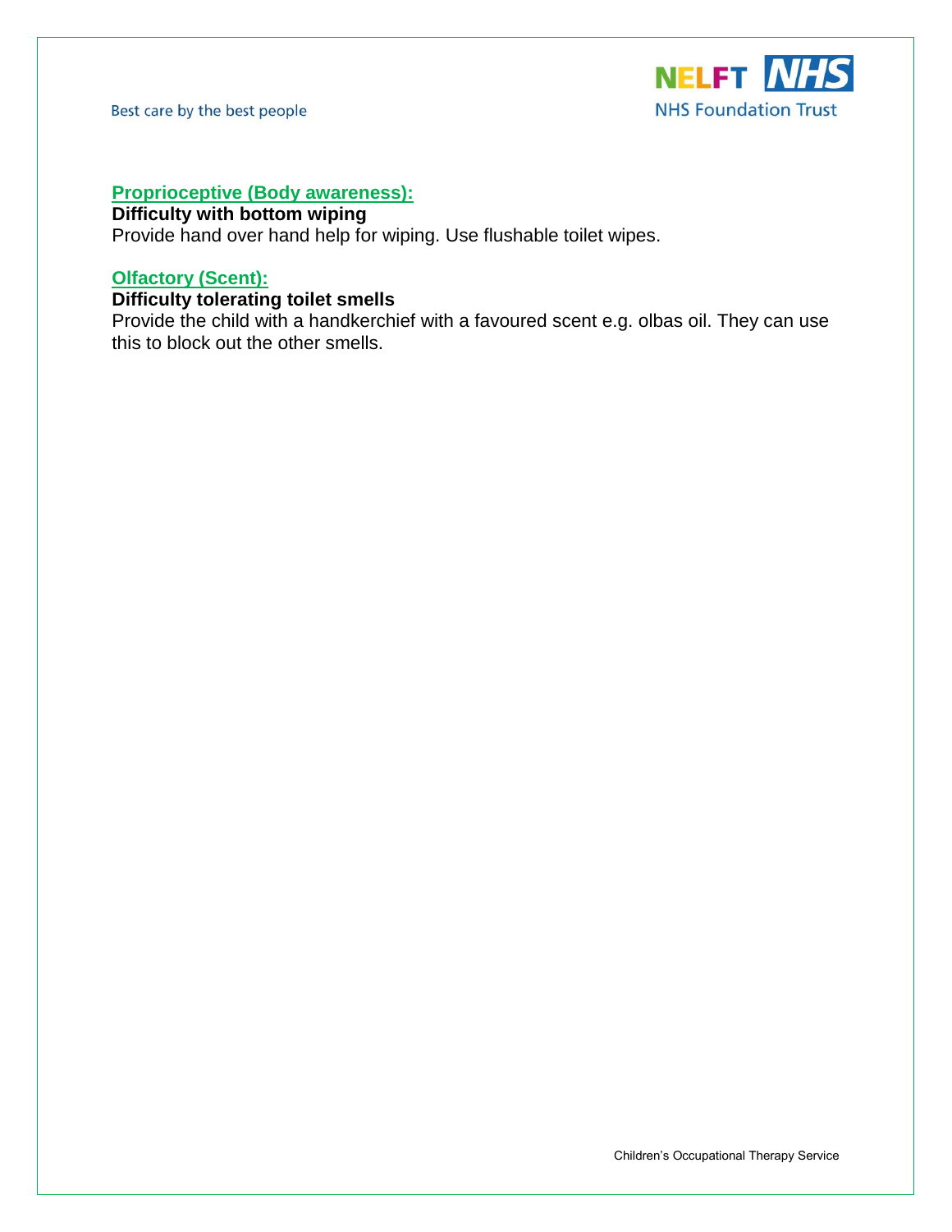## Proprioceptive (Body awareness):

**Difficulty with bottom wiping**

Provide hand over hand help for wiping. Use flushable toilet wipes.

## Olfactory (Scent):

**Difficulty tolerating toilet smells**

Provide the child with a handkerchief with a favoured scent e.g. olbas oil. They can use this to block out the other smells.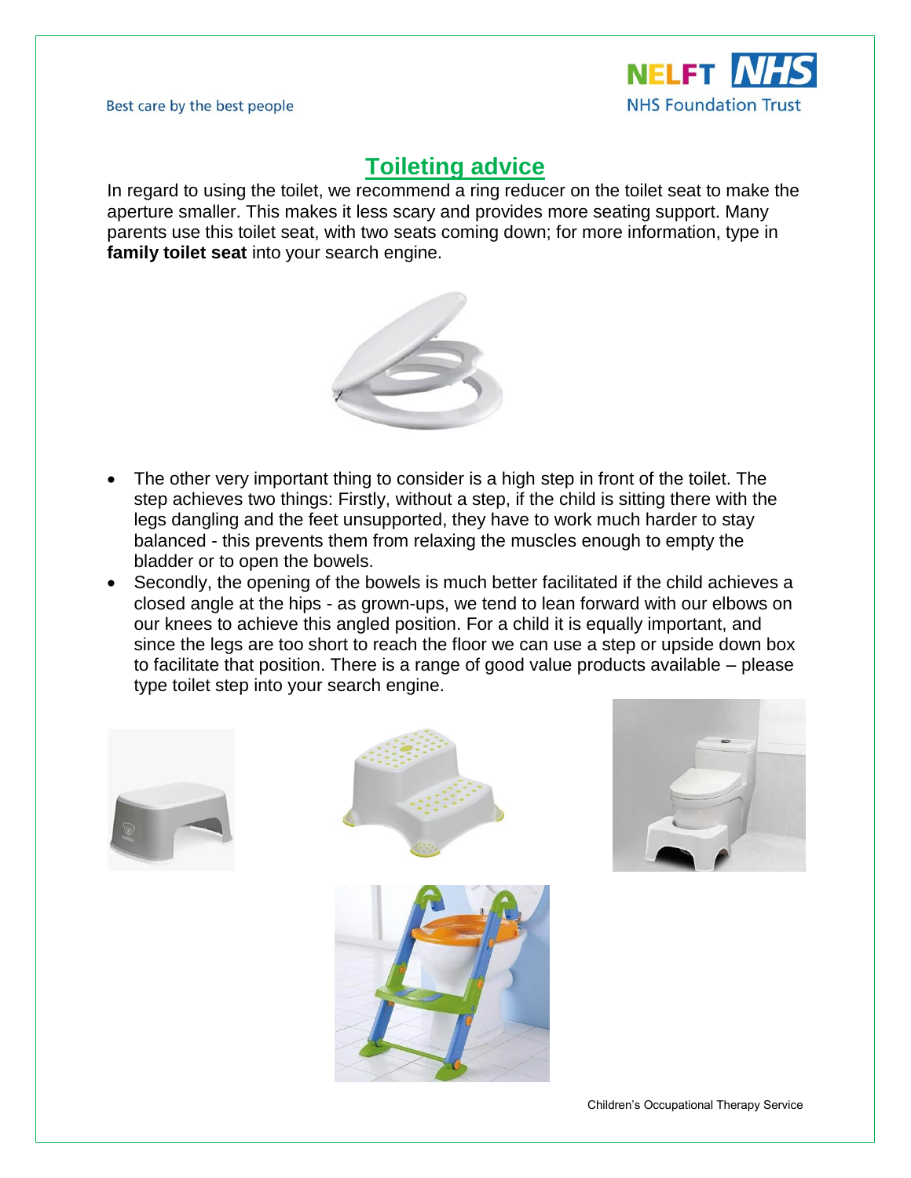## Toileting advice

In regard to using the toilet, we recommend a ring reducer on the toilet seat to make the aperture smaller. This makes it less scary and provides more seating support. Many parents use this toilet seat, with two seats coming down; for more information, type in **family toilet seat** into your search engine.

- The other very important thing to consider is a high step in front of the toilet. The step achieves two things: Firstly, without a step, if the child is sitting there with the legs dangling and the feet unsupported, they have to work much harder to stay balanced - this prevents them from relaxing the muscles enough to empty the bladder or to open the bowels.
- Secondly, the opening of the bowels is much better facilitated if the child achieves a closed angle at the hips - as grown-ups, we tend to lean forward with our elbows on our knees to achieve this angled position. For a child it is equally important, and since the legs are too short to reach the floor we can use a step or upside down box to facilitate that position. There is a range of good value products available – please type toilet step into your search engine.